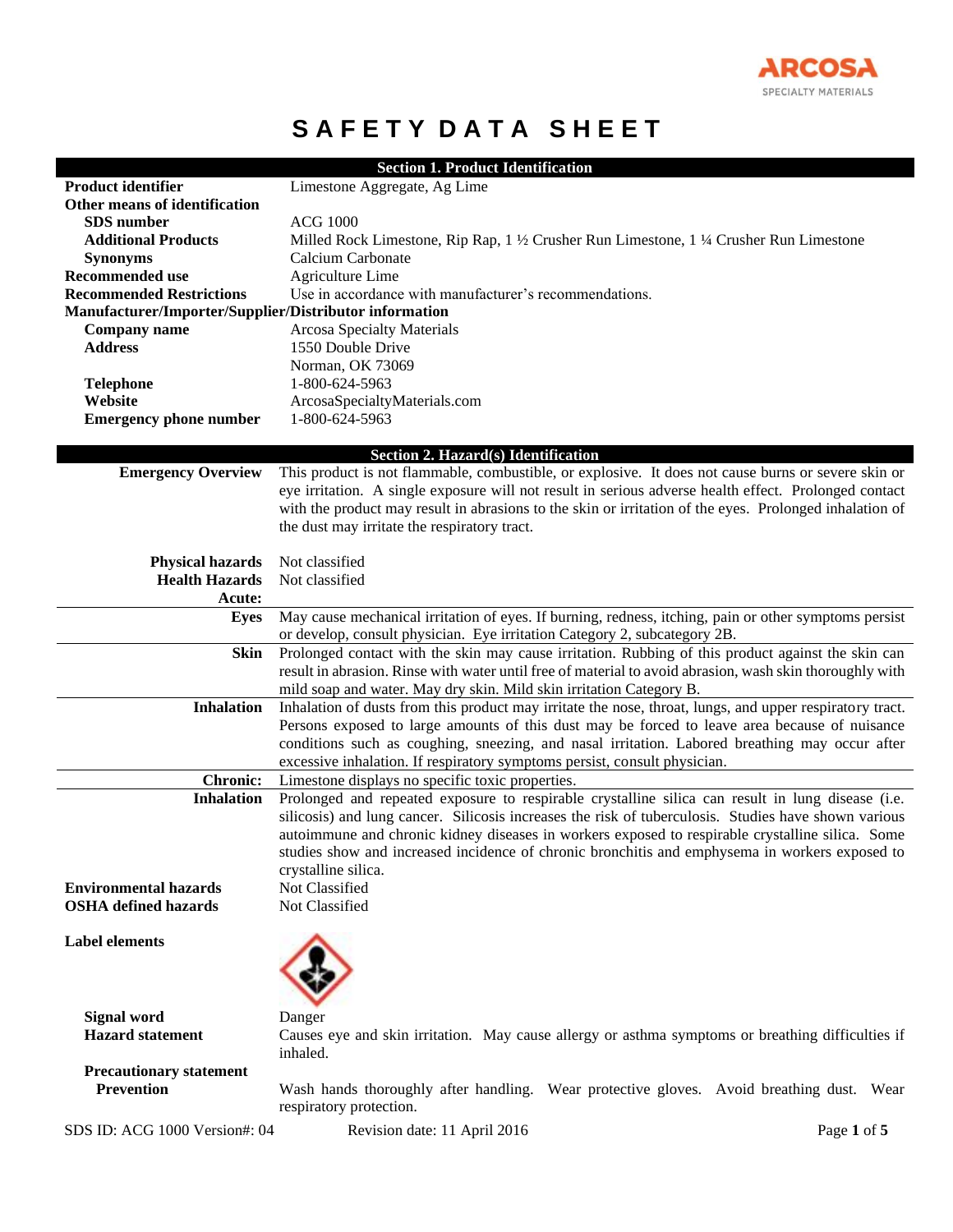# SAFETY DATA SHEET

## Section 1. Product Identification

| | |
|---|---|
| **Product identifier** | Limestone Aggregate, Ag Lime |
| **Other means of identification** | |
| **SDS number** | ACG 1000 |
| **Additional Products** | Milled Rock Limestone, Rip Rap, 1 ½ Crusher Run Limestone, 1 ¼ Crusher Run Limestone |
| **Synonyms** | Calcium Carbonate |
| **Recommended use** | Agriculture Lime |
| **Recommended Restrictions** | Use in accordance with manufacturer's recommendations. |

**Manufacturer/Importer/Supplier/Distributor information**

| | |
|---|---|
| **Company name** | Arcosa Specialty Materials |
| **Address** | 1550 Double Drive<br>Norman, OK 73069 |
| **Telephone** | 1-800-624-5963 |
| **Website** | ArcosaSpecialtyMaterials.com |
| **Emergency phone number** | 1-800-624-5963 |

## Section 2. Hazard(s) Identification

**Emergency Overview**
This product is not flammable, combustible, or explosive. It does not cause burns or severe skin or eye irritation. A single exposure will not result in serious adverse health effect. Prolonged contact with the product may result in abrasions to the skin or irritation of the eyes. Prolonged inhalation of the dust may irritate the respiratory tract.

**Physical hazards** Not classified

**Health Hazards** Not classified

**Acute:**

**Eyes** May cause mechanical irritation of eyes. If burning, redness, itching, pain or other symptoms persist or develop, consult physician. Eye irritation Category 2, subcategory 2B.

**Skin** Prolonged contact with the skin may cause irritation. Rubbing of this product against the skin can result in abrasion. Rinse with water until free of material to avoid abrasion, wash skin thoroughly with mild soap and water. May dry skin. Mild skin irritation Category B.

**Inhalation** Inhalation of dusts from this product may irritate the nose, throat, lungs, and upper respiratory tract. Persons exposed to large amounts of this dust may be forced to leave area because of nuisance conditions such as coughing, sneezing, and nasal irritation. Labored breathing may occur after excessive inhalation. If respiratory symptoms persist, consult physician.

**Chronic:** Limestone displays no specific toxic properties.

**Inhalation** Prolonged and repeated exposure to respirable crystalline silica can result in lung disease (i.e. silicosis) and lung cancer. Silicosis increases the risk of tuberculosis. Studies have shown various autoimmune and chronic kidney diseases in workers exposed to respirable crystalline silica. Some studies show and increased incidence of chronic bronchitis and emphysema in workers exposed to crystalline silica.

**Environmental hazards** Not Classified

**OSHA defined hazards** Not Classified

**Label elements**

**Signal word** Danger

**Hazard statement** Causes eye and skin irritation. May cause allergy or asthma symptoms or breathing difficulties if inhaled.

**Precautionary statement**

**Prevention** Wash hands thoroughly after handling. Wear protective gloves. Avoid breathing dust. Wear respiratory protection.

SDS ID: ACG 1000 Version#: 04 Revision date: 11 April 2016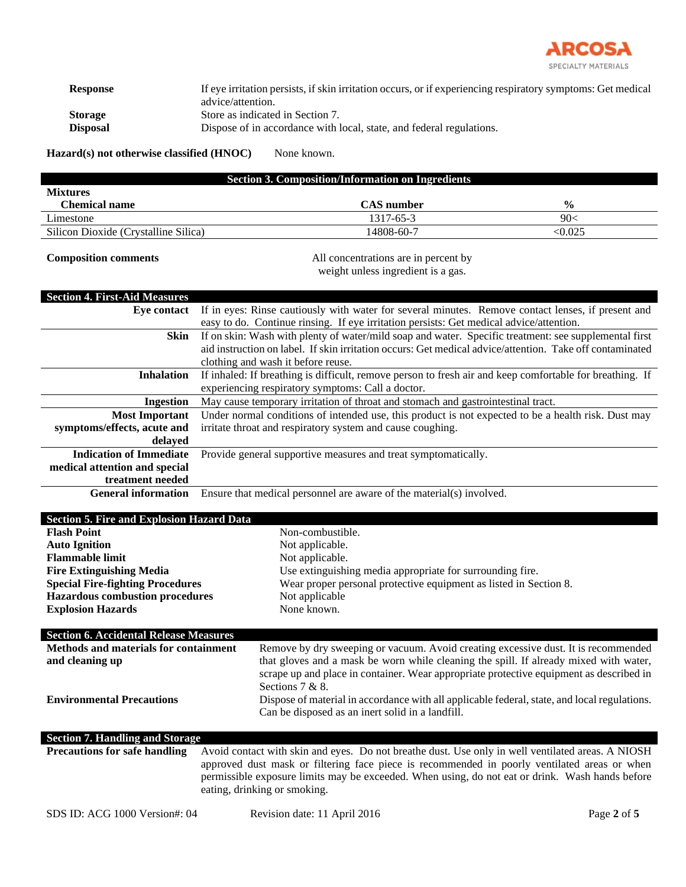| | |
|---|---|
| **Response** | If eye irritation persists, if skin irritation occurs, or if experiencing respiratory symptoms: Get medical advice/attention. |
| **Storage** | Store as indicated in Section 7. |
| **Disposal** | Dispose of in accordance with local, state, and federal regulations. |

**Hazard(s) not otherwise classified (HNOC)** None known.

## Section 3. Composition/Information on Ingredients

**Mixtures**

| Chemical name | CAS number | % |
|---|---|---|
| Limestone | 1317-65-3 | 90< |
| Silicon Dioxide (Crystalline Silica) | 14808-60-7 | <0.025 |

**Composition comments** All concentrations are in percent by weight unless ingredient is a gas.

## Section 4. First-Aid Measures

| | |
|---|---|
| **Eye contact** | If in eyes: Rinse cautiously with water for several minutes. Remove contact lenses, if present and easy to do. Continue rinsing. If eye irritation persists: Get medical advice/attention. |
| **Skin** | If on skin: Wash with plenty of water/mild soap and water. Specific treatment: see supplemental first aid instruction on label. If skin irritation occurs: Get medical advice/attention. Take off contaminated clothing and wash it before reuse. |
| **Inhalation** | If inhaled: If breathing is difficult, remove person to fresh air and keep comfortable for breathing. If experiencing respiratory symptoms: Call a doctor. |
| **Ingestion** | May cause temporary irritation of throat and stomach and gastrointestinal tract. |
| **Most Important symptoms/effects, acute and delayed** | Under normal conditions of intended use, this product is not expected to be a health risk. Dust may irritate throat and respiratory system and cause coughing. |
| **Indication of Immediate medical attention and special treatment needed** | Provide general supportive measures and treat symptomatically. |
| **General information** | Ensure that medical personnel are aware of the material(s) involved. |

## Section 5. Fire and Explosion Hazard Data

| | |
|---|---|
| **Flash Point** | Non-combustible. |
| **Auto Ignition** | Not applicable. |
| **Flammable limit** | Not applicable. |
| **Fire Extinguishing Media** | Use extinguishing media appropriate for surrounding fire. |
| **Special Fire-fighting Procedures** | Wear proper personal protective equipment as listed in Section 8. |
| **Hazardous combustion procedures** | Not applicable |
| **Explosion Hazards** | None known. |

## Section 6. Accidental Release Measures

| | |
|---|---|
| **Methods and materials for containment and cleaning up** | Remove by dry sweeping or vacuum. Avoid creating excessive dust. It is recommended that gloves and a mask be worn while cleaning the spill. If already mixed with water, scrape up and place in container. Wear appropriate protective equipment as described in Sections 7 & 8. |
| **Environmental Precautions** | Dispose of material in accordance with all applicable federal, state, and local regulations. Can be disposed as an inert solid in a landfill. |

## Section 7. Handling and Storage

| | |
|---|---|
| **Precautions for safe handling** | Avoid contact with skin and eyes. Do not breathe dust. Use only in well ventilated areas. A NIOSH approved dust mask or filtering face piece is recommended in poorly ventilated areas or when permissible exposure limits may be exceeded. When using, do not eat or drink. Wash hands before eating, drinking or smoking. |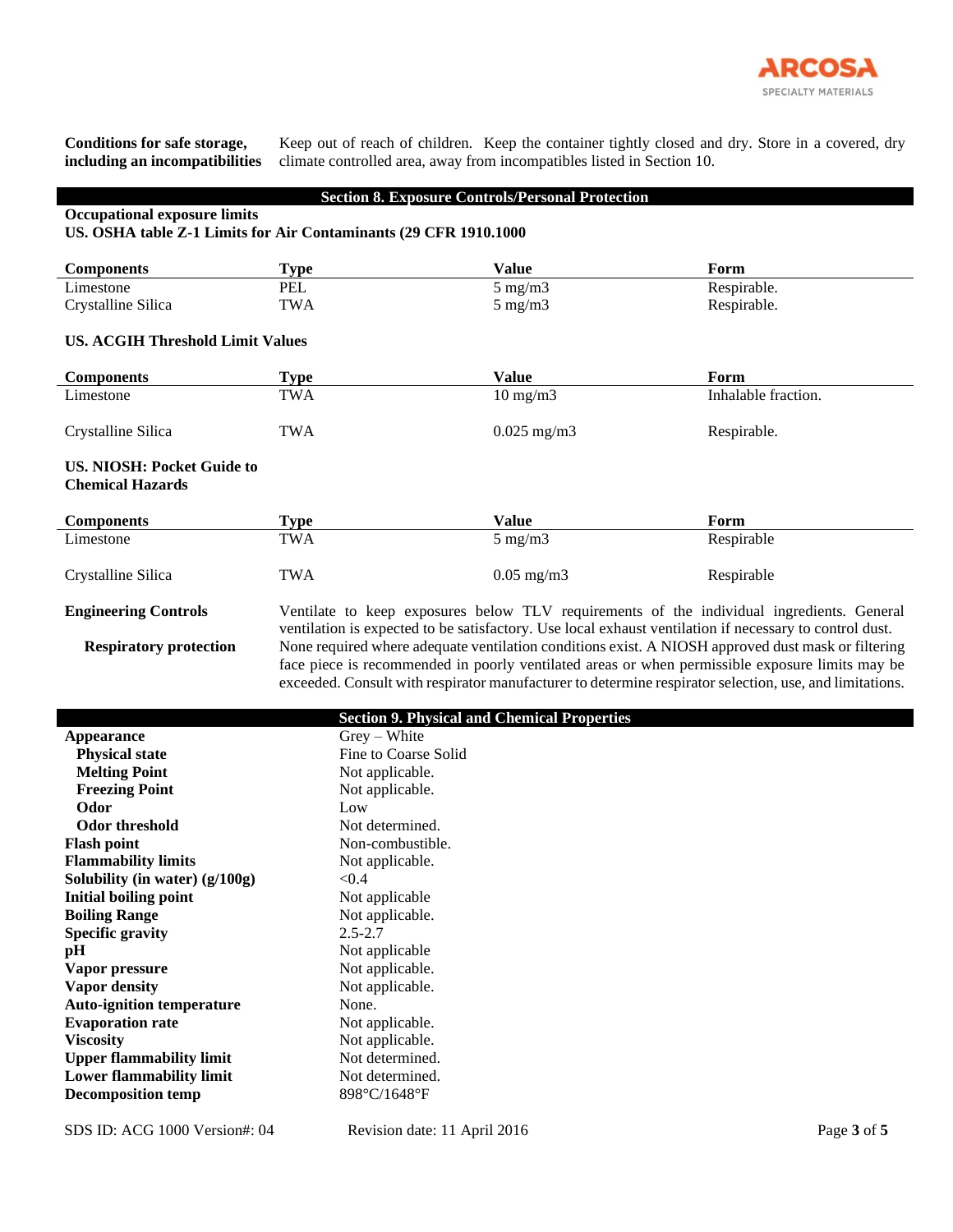**Conditions for safe storage, including an incompatibilities**

Keep out of reach of children. Keep the container tightly closed and dry. Store in a covered, dry climate controlled area, away from incompatibles listed in Section 10.

## Section 8. Exposure Controls/Personal Protection

**Occupational exposure limits**

**US. OSHA table Z-1 Limits for Air Contaminants (29 CFR 1910.1000**

| Components | Type | Value | Form |
|---|---|---|---|
| Limestone | PEL | 5 mg/m3 | Respirable. |
| Crystalline Silica | TWA | 5 mg/m3 | Respirable. |

**US. ACGIH Threshold Limit Values**

| Components | Type | Value | Form |
|---|---|---|---|
| Limestone | TWA | 10 mg/m3 | Inhalable fraction. |
| Crystalline Silica | TWA | 0.025 mg/m3 | Respirable. |

**US. NIOSH: Pocket Guide to Chemical Hazards**

| Components | Type | Value | Form |
|---|---|---|---|
| Limestone | TWA | 5 mg/m3 | Respirable |
| Crystalline Silica | TWA | 0.05 mg/m3 | Respirable |

**Engineering Controls**

Ventilate to keep exposures below TLV requirements of the individual ingredients. General ventilation is expected to be satisfactory. Use local exhaust ventilation if necessary to control dust.

**Respiratory protection**

None required where adequate ventilation conditions exist. A NIOSH approved dust mask or filtering face piece is recommended in poorly ventilated areas or when permissible exposure limits may be exceeded. Consult with respirator manufacturer to determine respirator selection, use, and limitations.

## Section 9. Physical and Chemical Properties

| | |
|---|---|
| **Appearance** | Grey – White |
| **Physical state** | Fine to Coarse Solid |
| **Melting Point** | Not applicable. |
| **Freezing Point** | Not applicable. |
| **Odor** | Low |
| **Odor threshold** | Not determined. |
| **Flash point** | Non-combustible. |
| **Flammability limits** | Not applicable. |
| **Solubility (in water) (g/100g)** | <0.4 |
| **Initial boiling point** | Not applicable |
| **Boiling Range** | Not applicable. |
| **Specific gravity** | 2.5-2.7 |
| **pH** | Not applicable |
| **Vapor pressure** | Not applicable. |
| **Vapor density** | Not applicable. |
| **Auto-ignition temperature** | None. |
| **Evaporation rate** | Not applicable. |
| **Viscosity** | Not applicable. |
| **Upper flammability limit** | Not determined. |
| **Lower flammability limit** | Not determined. |
| **Decomposition temp** | 898°C/1648°F |

SDS ID: ACG 1000 Version#: 04 Revision date: 11 April 2016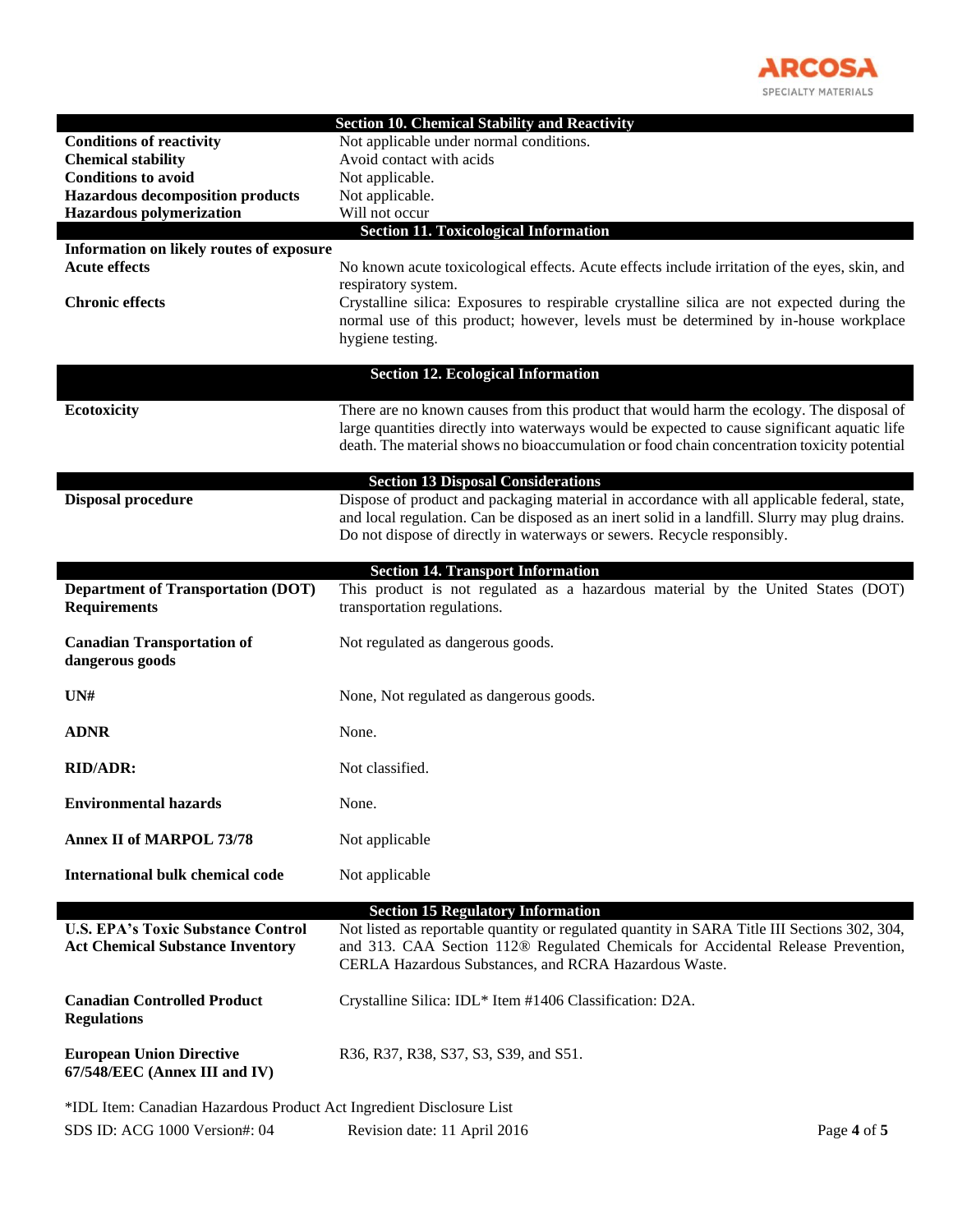## Section 10. Chemical Stability and Reactivity

| | |
|---|---|
| **Conditions of reactivity** | Not applicable under normal conditions. |
| **Chemical stability** | Avoid contact with acids |
| **Conditions to avoid** | Not applicable. |
| **Hazardous decomposition products** | Not applicable. |
| **Hazardous polymerization** | Will not occur |

## Section 11. Toxicological Information

**Information on likely routes of exposure**

| | |
|---|---|
| **Acute effects** | No known acute toxicological effects. Acute effects include irritation of the eyes, skin, and respiratory system. |
| **Chronic effects** | Crystalline silica: Exposures to respirable crystalline silica are not expected during the normal use of this product; however, levels must be determined by in-house workplace hygiene testing. |

## Section 12. Ecological Information

| | |
|---|---|
| **Ecotoxicity** | There are no known causes from this product that would harm the ecology. The disposal of large quantities directly into waterways would be expected to cause significant aquatic life death. The material shows no bioaccumulation or food chain concentration toxicity potential |

## Section 13 Disposal Considerations

| | |
|---|---|
| **Disposal procedure** | Dispose of product and packaging material in accordance with all applicable federal, state, and local regulation. Can be disposed as an inert solid in a landfill. Slurry may plug drains. Do not dispose of directly in waterways or sewers. Recycle responsibly. |

## Section 14. Transport Information

| | |
|---|---|
| **Department of Transportation (DOT) Requirements** | This product is not regulated as a hazardous material by the United States (DOT) transportation regulations. |
| **Canadian Transportation of dangerous goods** | Not regulated as dangerous goods. |
| **UN#** | None, Not regulated as dangerous goods. |
| **ADNR** | None. |
| **RID/ADR:** | Not classified. |
| **Environmental hazards** | None. |
| **Annex II of MARPOL 73/78** | Not applicable |
| **International bulk chemical code** | Not applicable |

## Section 15 Regulatory Information

| | |
|---|---|
| **U.S. EPA's Toxic Substance Control Act Chemical Substance Inventory** | Not listed as reportable quantity or regulated quantity in SARA Title III Sections 302, 304, and 313. CAA Section 112® Regulated Chemicals for Accidental Release Prevention, CERLA Hazardous Substances, and RCRA Hazardous Waste. |
| **Canadian Controlled Product Regulations** | Crystalline Silica: IDL* Item #1406 Classification: D2A. |
| **European Union Directive 67/548/EEC (Annex III and IV)** | R36, R37, R38, S37, S3, S39, and S51. |

*IDL Item: Canadian Hazardous Product Act Ingredient Disclosure List

SDS ID: ACG 1000 Version#: 04 Revision date: 11 April 2016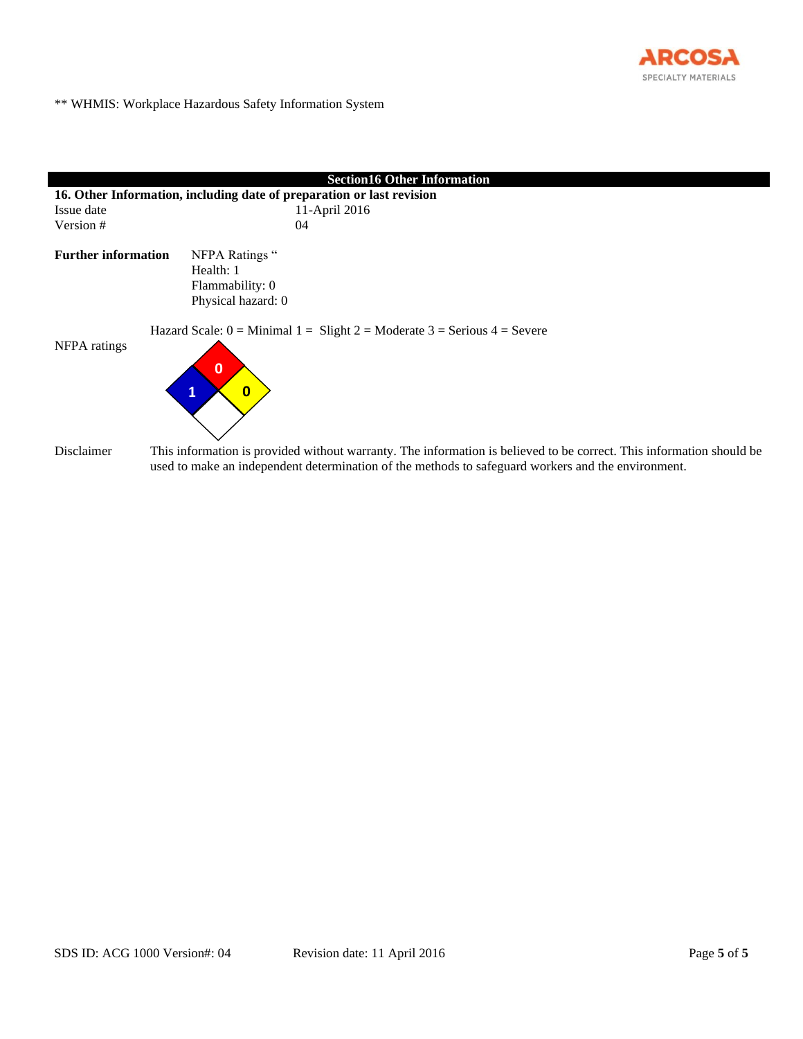** WHMIS: Workplace Hazardous Safety Information System

## Section16 Other Information

**16. Other Information, including date of preparation or last revision**

| | |
|---|---|
| Issue date | 11-April 2016 |
| Version # | 04 |

**Further information** NFPA Ratings "
Health: 1
Flammability: 0
Physical hazard: 0

Hazard Scale: 0 = Minimal 1 = Slight 2 = Moderate 3 = Serious 4 = Severe

NFPA ratings

0
1
0

Disclaimer This information is provided without warranty. The information is believed to be correct. This information should be used to make an independent determination of the methods to safeguard workers and the environment.

SDS ID: ACG 1000 Version#: 04 Revision date: 11 April 2016